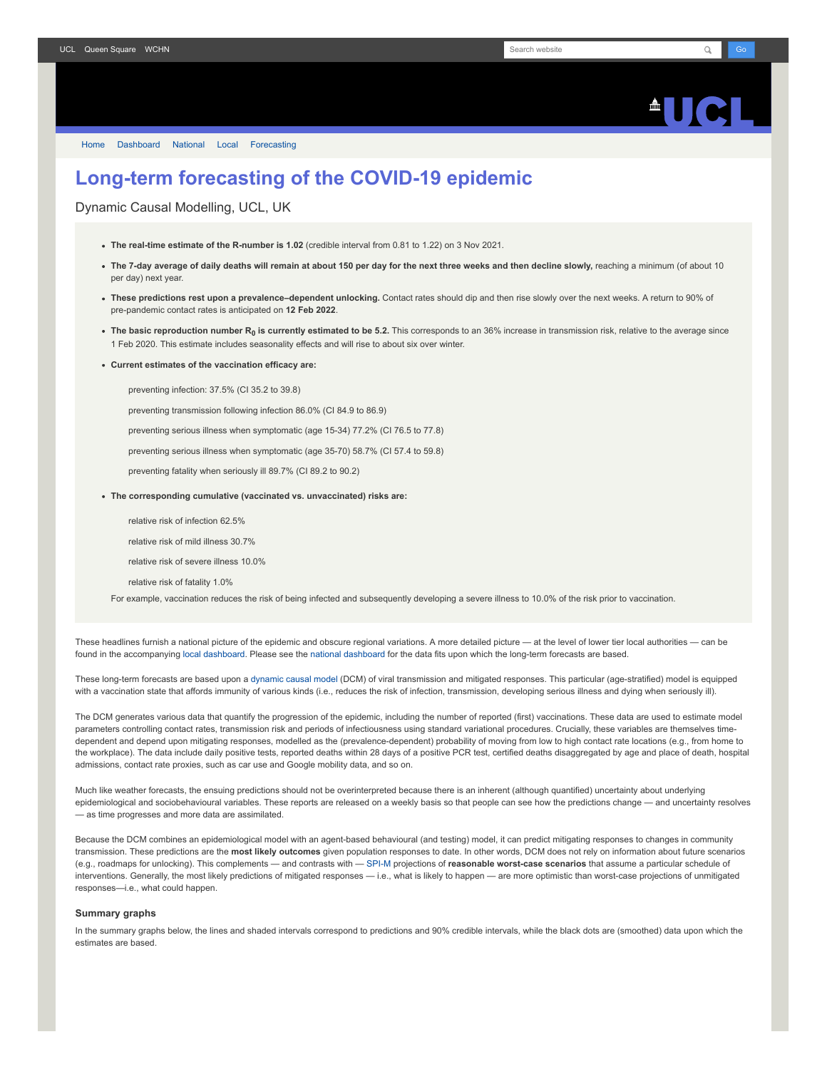UCL Queen Square WCHN

Home Dashboard National Local Forecasting

# Long-term forecasting of the COVID-19 epidemic

Dynamic Causal Modelling, UCL, UK

- **The real-time estimate of the R-number is 1.02** (credible interval from 0.81 to 1.22) on 3 Nov 2021.
- **The 7-day average of daily deaths will remain at about 150 per day for the next three weeks and then decline slowly,** reaching a minimum (of about 10 per day) next year.
- **These predictions rest upon a prevalence–dependent unlocking.** Contact rates should dip and then rise slowly over the next weeks. A return to 90% of pre-pandemic contact rates is anticipated on **12 Feb 2022**.
- **The basic reproduction number $R_0$ is currently estimated to be 5.2.** This corresponds to an 36% increase in transmission risk, relative to the average since 1 Feb 2020. This estimate includes seasonality effects and will rise to about six over winter.
- **Current estimates of the vaccination efficacy are:**

  preventing infection: 37.5% (CI 35.2 to 39.8)

  preventing transmission following infection 86.0% (CI 84.9 to 86.9)

  preventing serious illness when symptomatic (age 15-34) 77.2% (CI 76.5 to 77.8)

  preventing serious illness when symptomatic (age 35-70) 58.7% (CI 57.4 to 59.8)

  preventing fatality when seriously ill 89.7% (CI 89.2 to 90.2)

- **The corresponding cumulative (vaccinated vs. unvaccinated) risks are:**

  relative risk of infection 62.5%

  relative risk of mild illness 30.7%

  relative risk of severe illness 10.0%

  relative risk of fatality 1.0%

  For example, vaccination reduces the risk of being infected and subsequently developing a severe illness to 10.0% of the risk prior to vaccination.

These headlines furnish a national picture of the epidemic and obscure regional variations. A more detailed picture — at the level of lower tier local authorities — can be found in the accompanying local dashboard. Please see the national dashboard for the data fits upon which the long-term forecasts are based.

These long-term forecasts are based upon a dynamic causal model (DCM) of viral transmission and mitigated responses. This particular (age-stratified) model is equipped with a vaccination state that affords immunity of various kinds (i.e., reduces the risk of infection, transmission, developing serious illness and dying when seriously ill).

The DCM generates various data that quantify the progression of the epidemic, including the number of reported (first) vaccinations. These data are used to estimate model parameters controlling contact rates, transmission risk and periods of infectiousness using standard variational procedures. Crucially, these variables are themselves time-dependent and depend upon mitigating responses, modelled as the (prevalence-dependent) probability of moving from low to high contact rate locations (e.g., from home to the workplace). The data include daily positive tests, reported deaths within 28 days of a positive PCR test, certified deaths disaggregated by age and place of death, hospital admissions, contact rate proxies, such as car use and Google mobility data, and so on.

Much like weather forecasts, the ensuing predictions should not be overinterpreted because there is an inherent (although quantified) uncertainty about underlying epidemiological and sociobehavioural variables. These reports are released on a weekly basis so that people can see how the predictions change — and uncertainty resolves — as time progresses and more data are assimilated.

Because the DCM combines an epidemiological model with an agent-based behavioural (and testing) model, it can predict mitigating responses to changes in community transmission. These predictions are the **most likely outcomes** given population responses to date. In other words, DCM does not rely on information about future scenarios (e.g., roadmaps for unlocking). This complements — and contrasts with — SPI-M projections of **reasonable worst-case scenarios** that assume a particular schedule of interventions. Generally, the most likely predictions of mitigated responses — i.e., what is likely to happen — are more optimistic than worst-case projections of unmitigated responses—i.e., what could happen.

### Summary graphs

In the summary graphs below, the lines and shaded intervals correspond to predictions and 90% credible intervals, while the black dots are (smoothed) data upon which the estimates are based.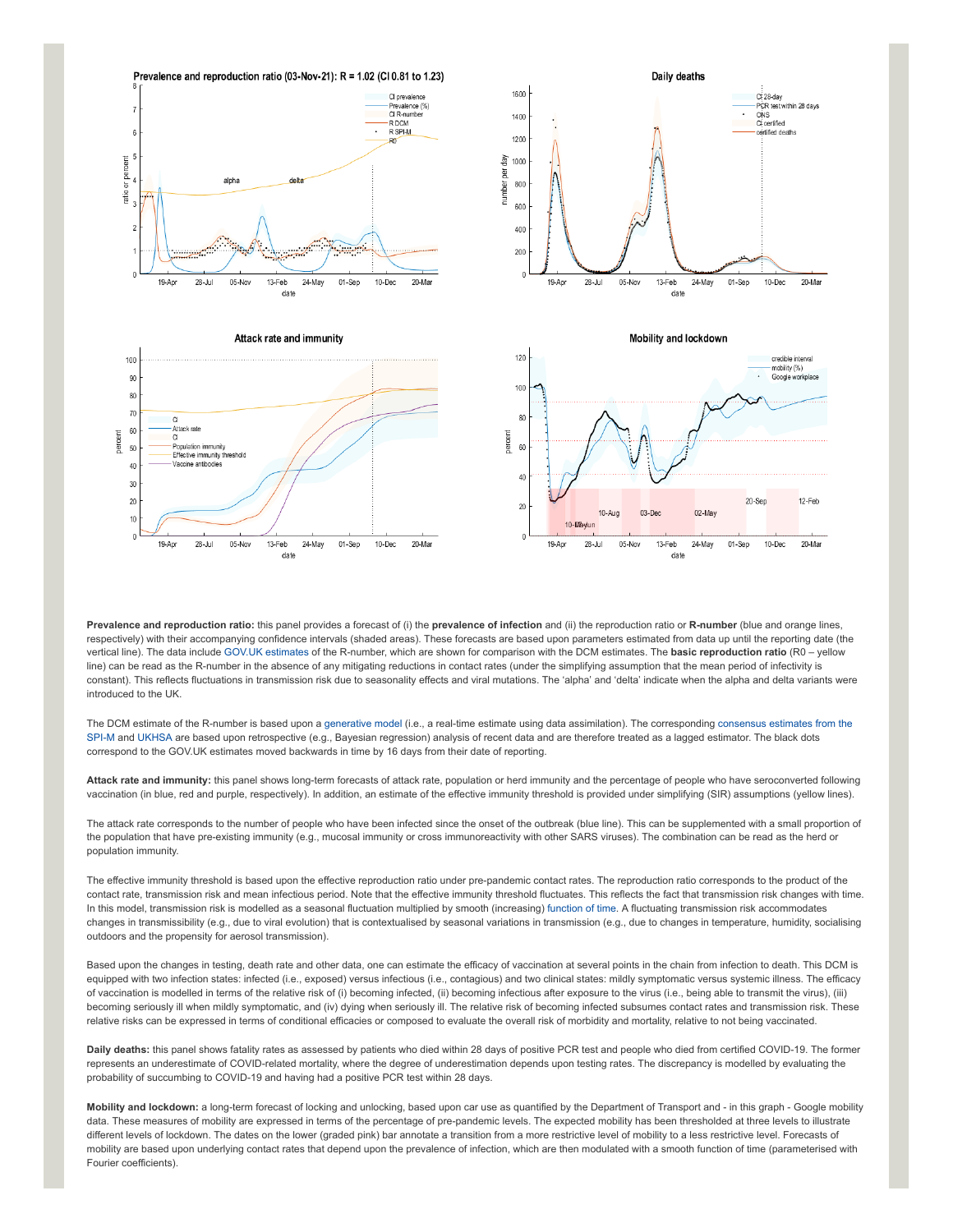**Prevalence and reproduction ratio:** this panel provides a forecast of (i) the **prevalence of infection** and (ii) the reproduction ratio or **R-number** (blue and orange lines, respectively) with their accompanying confidence intervals (shaded areas). These forecasts are based upon parameters estimated from data up until the reporting date (the vertical line). The data include GOV.UK estimates of the R-number, which are shown for comparison with the DCM estimates. The **basic reproduction ratio** (R0 – yellow line) can be read as the R-number in the absence of any mitigating reductions in contact rates (under the simplifying assumption that the mean period of infectivity is constant). This reflects fluctuations in transmission risk due to seasonality effects and viral mutations. The 'alpha' and 'delta' indicate when the alpha and delta variants were introduced to the UK.

The DCM estimate of the R-number is based upon a generative model (i.e., a real-time estimate using data assimilation). The corresponding consensus estimates from the SPI-M and UKHSA are based upon retrospective (e.g., Bayesian regression) analysis of recent data and are therefore treated as a lagged estimator. The black dots correspond to the GOV.UK estimates moved backwards in time by 16 days from their date of reporting.

**Attack rate and immunity:** this panel shows long-term forecasts of attack rate, population or herd immunity and the percentage of people who have seroconverted following vaccination (in blue, red and purple, respectively). In addition, an estimate of the effective immunity threshold is provided under simplifying (SIR) assumptions (yellow lines).

The attack rate corresponds to the number of people who have been infected since the onset of the outbreak (blue line). This can be supplemented with a small proportion of the population that have pre-existing immunity (e.g., mucosal immunity or cross immunoreactivity with other SARS viruses). The combination can be read as the herd or population immunity.

The effective immunity threshold is based upon the effective reproduction ratio under pre-pandemic contact rates. The reproduction ratio corresponds to the product of the contact rate, transmission risk and mean infectious period. Note that the effective immunity threshold fluctuates. This reflects the fact that transmission risk changes with time. In this model, transmission risk is modelled as a seasonal fluctuation multiplied by smooth (increasing) function of time. A fluctuating transmission risk accommodates changes in transmissibility (e.g., due to viral evolution) that is contextualised by seasonal variations in transmission (e.g., due to changes in temperature, humidity, socialising outdoors and the propensity for aerosol transmission).

Based upon the changes in testing, death rate and other data, one can estimate the efficacy of vaccination at several points in the chain from infection to death. This DCM is equipped with two infection states: infected (i.e., exposed) versus infectious (i.e., contagious) and two clinical states: mildly symptomatic versus systemic illness. The efficacy of vaccination is modelled in terms of the relative risk of (i) becoming infected, (ii) becoming infectious after exposure to the virus (i.e., being able to transmit the virus), (iii) becoming seriously ill when mildly symptomatic, and (iv) dying when seriously ill. The relative risk of becoming infected subsumes contact rates and transmission risk. These relative risks can be expressed in terms of conditional efficacies or composed to evaluate the overall risk of morbidity and mortality, relative to not being vaccinated.

**Daily deaths:** this panel shows fatality rates as assessed by patients who died within 28 days of positive PCR test and people who died from certified COVID-19. The former represents an underestimate of COVID-related mortality, where the degree of underestimation depends upon testing rates. The discrepancy is modelled by evaluating the probability of succumbing to COVID-19 and having had a positive PCR test within 28 days.

**Mobility and lockdown:** a long-term forecast of locking and unlocking, based upon car use as quantified by the Department of Transport and - in this graph - Google mobility data. These measures of mobility are expressed in terms of the percentage of pre-pandemic levels. The expected mobility has been thresholded at three levels to illustrate different levels of lockdown. The dates on the lower (graded pink) bar annotate a transition from a more restrictive level of mobility to a less restrictive level. Forecasts of mobility are based upon underlying contact rates that depend upon the prevalence of infection, which are then modulated with a smooth function of time (parameterised with Fourier coefficients).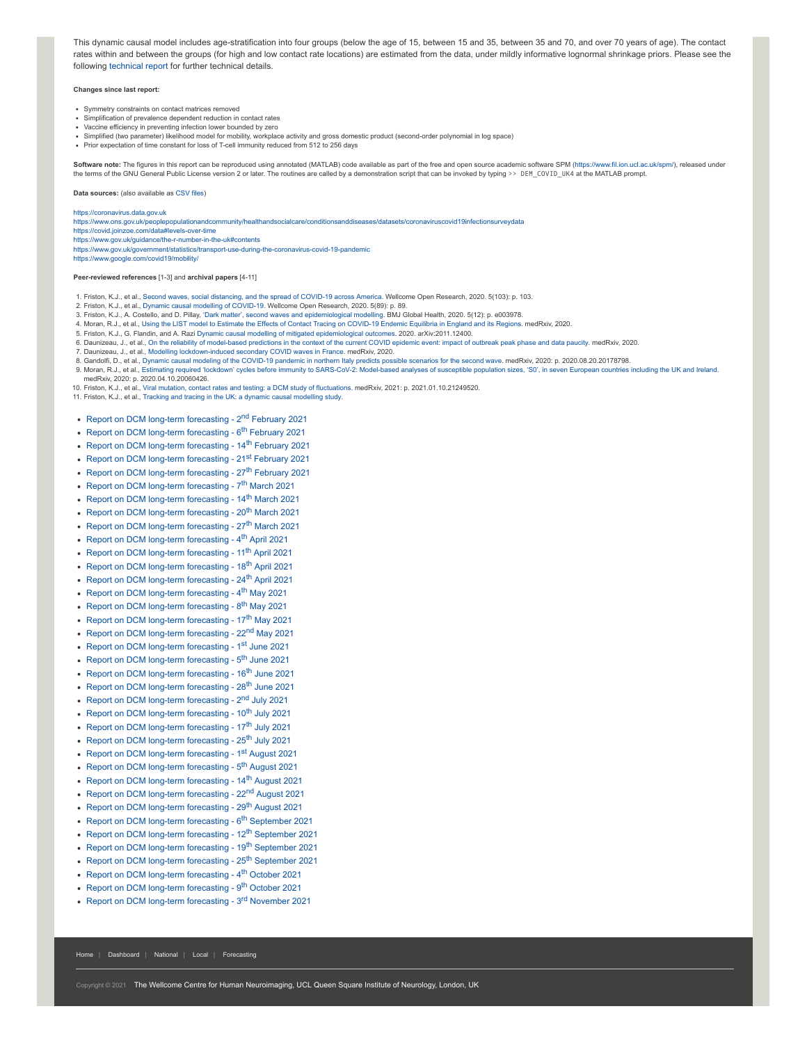This dynamic causal model includes age-stratification into four groups (below the age of 15, between 15 and 35, between 35 and 70, and over 70 years of age). The contact rates within and between the groups (for high and low contact rate locations) are estimated from the data, under mildly informative lognormal shrinkage priors. Please see the following technical report for further technical details.

**Changes since last report:**

- Symmetry constraints on contact matrices removed
- Simplification of prevalence dependent reduction in contact rates
- Vaccine efficiency in preventing infection lower bounded by zero
- Simplified (two parameter) likelihood model for mobility, workplace activity and gross domestic product (second-order polynomial in log space)
- Prior expectation of time constant for loss of T-cell immunity reduced from 512 to 256 days

**Software note:** The figures in this report can be reproduced using annotated (MATLAB) code available as part of the free and open source academic software SPM (https://www.fil.ion.ucl.ac.uk/spm/), released under the terms of the GNU General Public License version 2 or later. The routines are called by a demonstration script that can be invoked by typing `>> DEM_COVID_UK4` at the MATLAB prompt.

**Data sources:** (also available as CSV files)

https://coronavirus.data.gov.uk
https://www.ons.gov.uk/peoplepopulationandcommunity/healthandsocialcare/conditionsanddiseases/datasets/coronaviruscovid19infectionsurveydata
https://covid.joinzoe.com/data#levels-over-time
https://www.gov.uk/guidance/the-r-number-in-the-uk#contents
https://www.gov.uk/government/statistics/transport-use-during-the-coronavirus-covid-19-pandemic
https://www.google.com/covid19/mobility/

**Peer-reviewed references** [1-3] and **archival papers** [4-11]

1. Friston, K.J., et al., Second waves, social distancing, and the spread of COVID-19 across America. Wellcome Open Research, 2020. 5(103): p. 103.
2. Friston, K.J., et al., Dynamic causal modelling of COVID-19. Wellcome Open Research, 2020. 5(89): p. 89.
3. Friston, K.J., A. Costello, and D. Pillay, 'Dark matter', second waves and epidemiological modelling. BMJ Global Health, 2020. 5(12): p. e003978.
4. Moran, R.J., et al., Using the LIST model to Estimate the Effects of Contact Tracing on COVID-19 Endemic Equilibria in England and its Regions. medRxiv, 2020.
5. Friston, K.J., G. Flandin, and A. Razi Dynamic causal modelling of mitigated epidemiological outcomes. 2020. arXiv:2011.12400.
6. Daunizeau, J., et al., On the reliability of model-based predictions in the context of the current COVID epidemic event: impact of outbreak peak phase and data paucity. medRxiv, 2020.
7. Daunizeau, J., et al., Modelling lockdown-induced secondary COVID waves in France. medRxiv, 2020.
8. Gandolfi, D., et al., Dynamic causal modeling of the COVID-19 pandemic in northern Italy predicts possible scenarios for the second wave. medRxiv, 2020: p. 2020.08.20.20178798.
9. Moran, R.J., et al., Estimating required 'lockdown' cycles before immunity to SARS-CoV-2: Model-based analyses of susceptible population sizes, 'S0', in seven European countries including the UK and Ireland. medRxiv, 2020: p. 2020.04.10.20060426.
10. Friston, K.J., et al., Viral mutation, contact rates and testing: a DCM study of fluctuations. medRxiv, 2021: p. 2021.01.10.21249520.
11. Friston, K.J., et al., Tracking and tracing in the UK: a dynamic causal modelling study.

- Report on DCM long-term forecasting - 2nd February 2021
- Report on DCM long-term forecasting - 6th February 2021
- Report on DCM long-term forecasting - 14th February 2021
- Report on DCM long-term forecasting - 21st February 2021
- Report on DCM long-term forecasting - 27th February 2021
- Report on DCM long-term forecasting - 7th March 2021
- Report on DCM long-term forecasting - 14th March 2021
- Report on DCM long-term forecasting - 20th March 2021
- Report on DCM long-term forecasting - 27th March 2021
- Report on DCM long-term forecasting - 4th April 2021
- Report on DCM long-term forecasting - 11th April 2021
- Report on DCM long-term forecasting - 18th April 2021
- Report on DCM long-term forecasting - 24th April 2021
- Report on DCM long-term forecasting - 4th May 2021
- Report on DCM long-term forecasting - 8th May 2021
- Report on DCM long-term forecasting - 17th May 2021
- Report on DCM long-term forecasting - 22nd May 2021
- Report on DCM long-term forecasting - 1st June 2021
- Report on DCM long-term forecasting - 5th June 2021
- Report on DCM long-term forecasting - 16th June 2021
- Report on DCM long-term forecasting - 28th June 2021
- Report on DCM long-term forecasting - 2nd July 2021
- Report on DCM long-term forecasting - 10th July 2021
- Report on DCM long-term forecasting - 17th July 2021
- Report on DCM long-term forecasting - 25th July 2021
- Report on DCM long-term forecasting - 1st August 2021
- Report on DCM long-term forecasting - 5th August 2021
- Report on DCM long-term forecasting - 14th August 2021
- Report on DCM long-term forecasting - 22nd August 2021
- Report on DCM long-term forecasting - 29th August 2021
- Report on DCM long-term forecasting - 6th September 2021
- Report on DCM long-term forecasting - 12th September 2021
- Report on DCM long-term forecasting - 19th September 2021
- Report on DCM long-term forecasting - 25th September 2021
- Report on DCM long-term forecasting - 4th October 2021
- Report on DCM long-term forecasting - 9th October 2021
- Report on DCM long-term forecasting - 3rd November 2021

Home | Dashboard | National | Local | Forecasting

Copyright © 2021 The Wellcome Centre for Human Neuroimaging, UCL Queen Square Institute of Neurology, London, UK